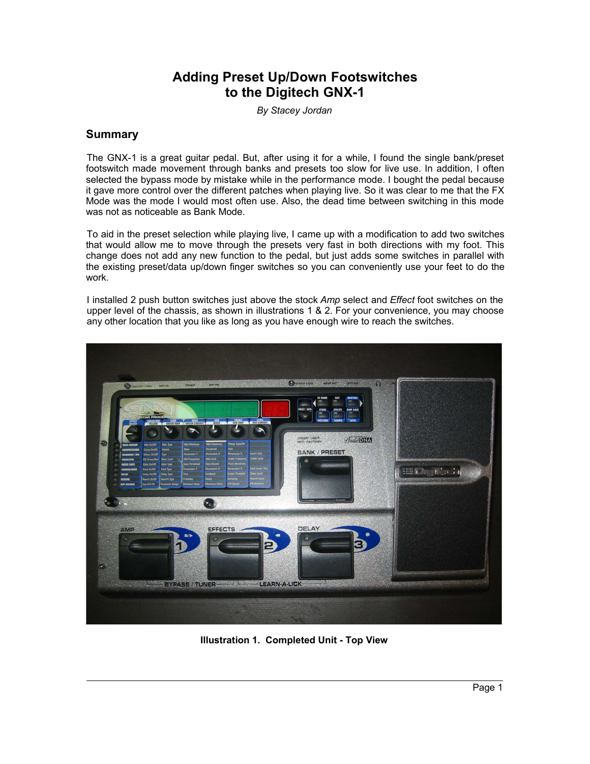# Adding Preset Up/Down Footswitches to the Digitech GNX-1

*By Stacey Jordan*

## Summary

The GNX-1 is a great guitar pedal. But, after using it for a while, I found the single bank/preset footswitch made movement through banks and presets too slow for live use. In addition, I often selected the bypass mode by mistake while in the performance mode. I bought the pedal because it gave more control over the different patches when playing live. So it was clear to me that the FX Mode was the mode I would most often use. Also, the dead time between switching in this mode was not as noticeable as Bank Mode.

To aid in the preset selection while playing live, I came up with a modification to add two switches that would allow me to move through the presets very fast in both directions with my foot. This change does not add any new function to the pedal, but just adds some switches in parallel with the existing preset/data up/down finger switches so you can conveniently use your feet to do the work.

I installed 2 push button switches just above the stock *Amp* select and *Effect* foot switches on the upper level of the chassis, as shown in illustrations 1 & 2. For your convenience, you may choose any other location that you like as long as you have enough wire to reach the switches.

**Illustration 1. Completed Unit - Top View**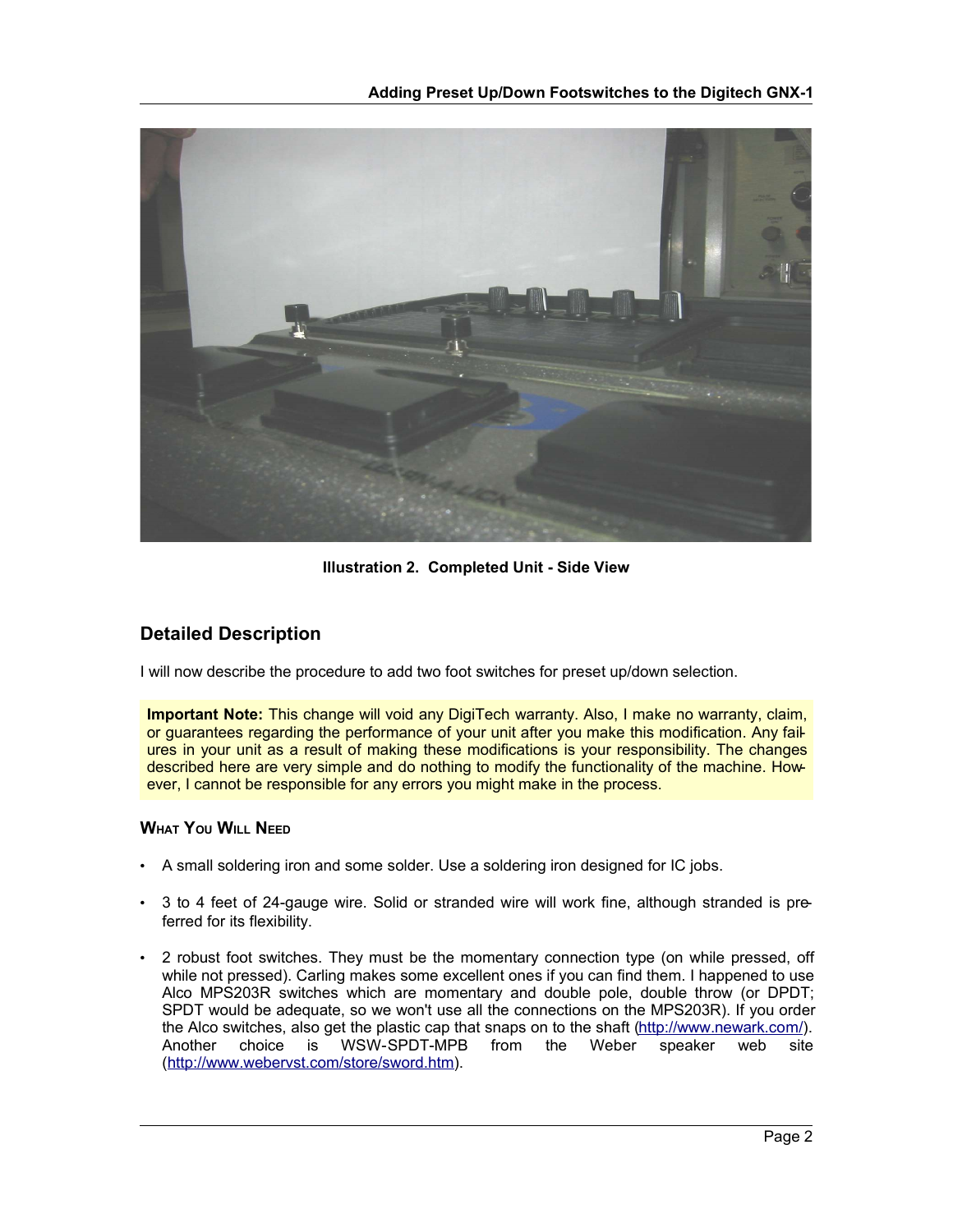Illustration 2.  Completed Unit - Side View

## Detailed Description

I will now describe the procedure to add two foot switches for preset up/down selection.

**Important Note:** This change will void any DigiTech warranty. Also, I make no warranty, claim, or guarantees regarding the performance of your unit after you make this modification. Any failures in your unit as a result of making these modifications is your responsibility. The changes described here are very simple and do nothing to modify the functionality of the machine. However, I cannot be responsible for any errors you might make in the process.

### What You Will Need

- A small soldering iron and some solder. Use a soldering iron designed for IC jobs.
- 3 to 4 feet of 24-gauge wire. Solid or stranded wire will work fine, although stranded is preferred for its flexibility.
- 2 robust foot switches. They must be the momentary connection type (on while pressed, off while not pressed). Carling makes some excellent ones if you can find them. I happened to use Alco MPS203R switches which are momentary and double pole, double throw (or DPDT; SPDT would be adequate, so we won't use all the connections on the MPS203R). If you order the Alco switches, also get the plastic cap that snaps on to the shaft (http://www.newark.com/). Another choice is WSW-SPDT-MPB from the Weber speaker web site (http://www.webervst.com/store/sword.htm).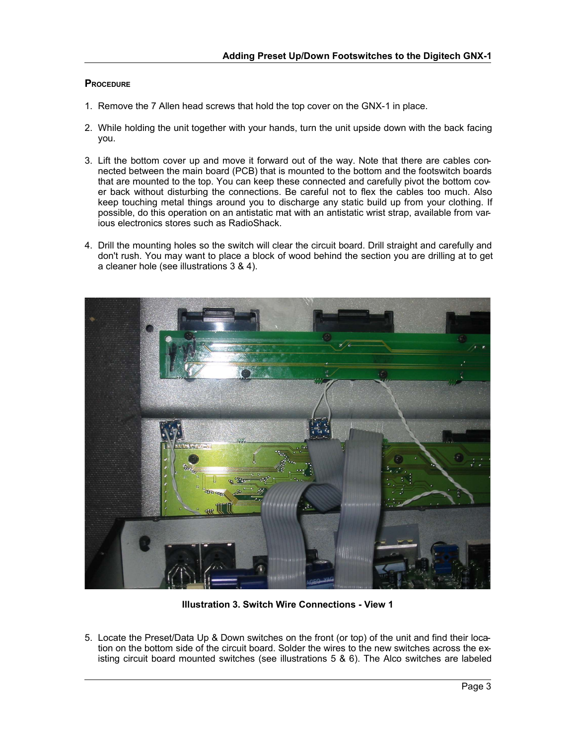## Procedure

1. Remove the 7 Allen head screws that hold the top cover on the GNX-1 in place.

2. While holding the unit together with your hands, turn the unit upside down with the back facing you.

3. Lift the bottom cover up and move it forward out of the way. Note that there are cables connected between the main board (PCB) that is mounted to the bottom and the footswitch boards that are mounted to the top. You can keep these connected and carefully pivot the bottom cover back without disturbing the connections. Be careful not to flex the cables too much. Also keep touching metal things around you to discharge any static build up from your clothing. If possible, do this operation on an antistatic mat with an antistatic wrist strap, available from various electronics stores such as RadioShack.

4. Drill the mounting holes so the switch will clear the circuit board. Drill straight and carefully and don't rush. You may want to place a block of wood behind the section you are drilling at to get a cleaner hole (see illustrations 3 & 4).

**Illustration 3. Switch Wire Connections - View 1**

5. Locate the Preset/Data Up & Down switches on the front (or top) of the unit and find their location on the bottom side of the circuit board. Solder the wires to the new switches across the existing circuit board mounted switches (see illustrations 5 & 6). The Alco switches are labeled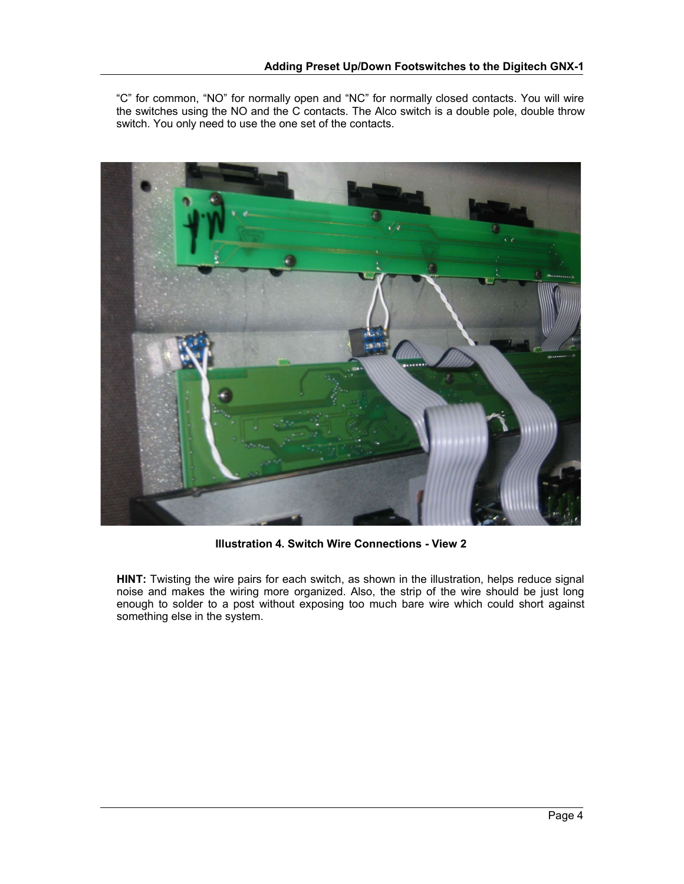"C" for common, "NO" for normally open and "NC" for normally closed contacts. You will wire the switches using the NO and the C contacts. The Alco switch is a double pole, double throw switch. You only need to use the one set of the contacts.

**Illustration 4. Switch Wire Connections - View 2**

**HINT:** Twisting the wire pairs for each switch, as shown in the illustration, helps reduce signal noise and makes the wiring more organized. Also, the strip of the wire should be just long enough to solder to a post without exposing too much bare wire which could short against something else in the system.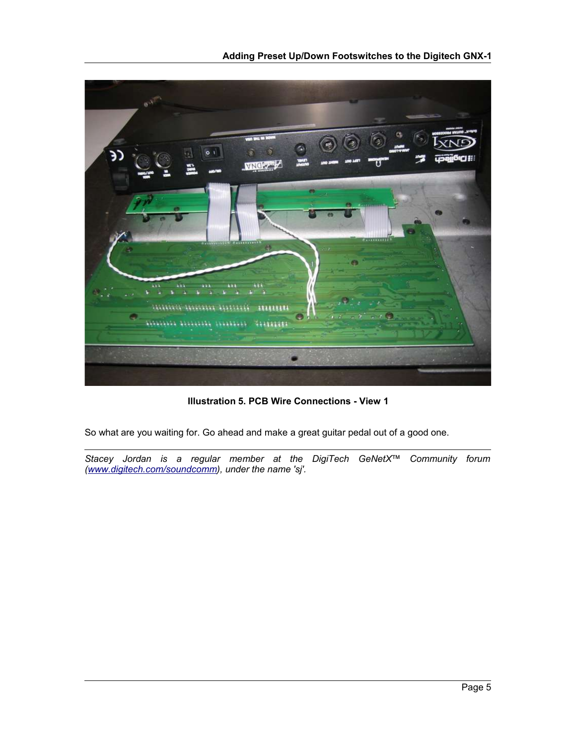**Illustration 5. PCB Wire Connections - View 1**

So what are you waiting for. Go ahead and make a great guitar pedal out of a good one.

---

*Stacey Jordan is a regular member at the DigiTech GeNetX™ Community forum (www.digitech.com/soundcomm), under the name 'sj'.*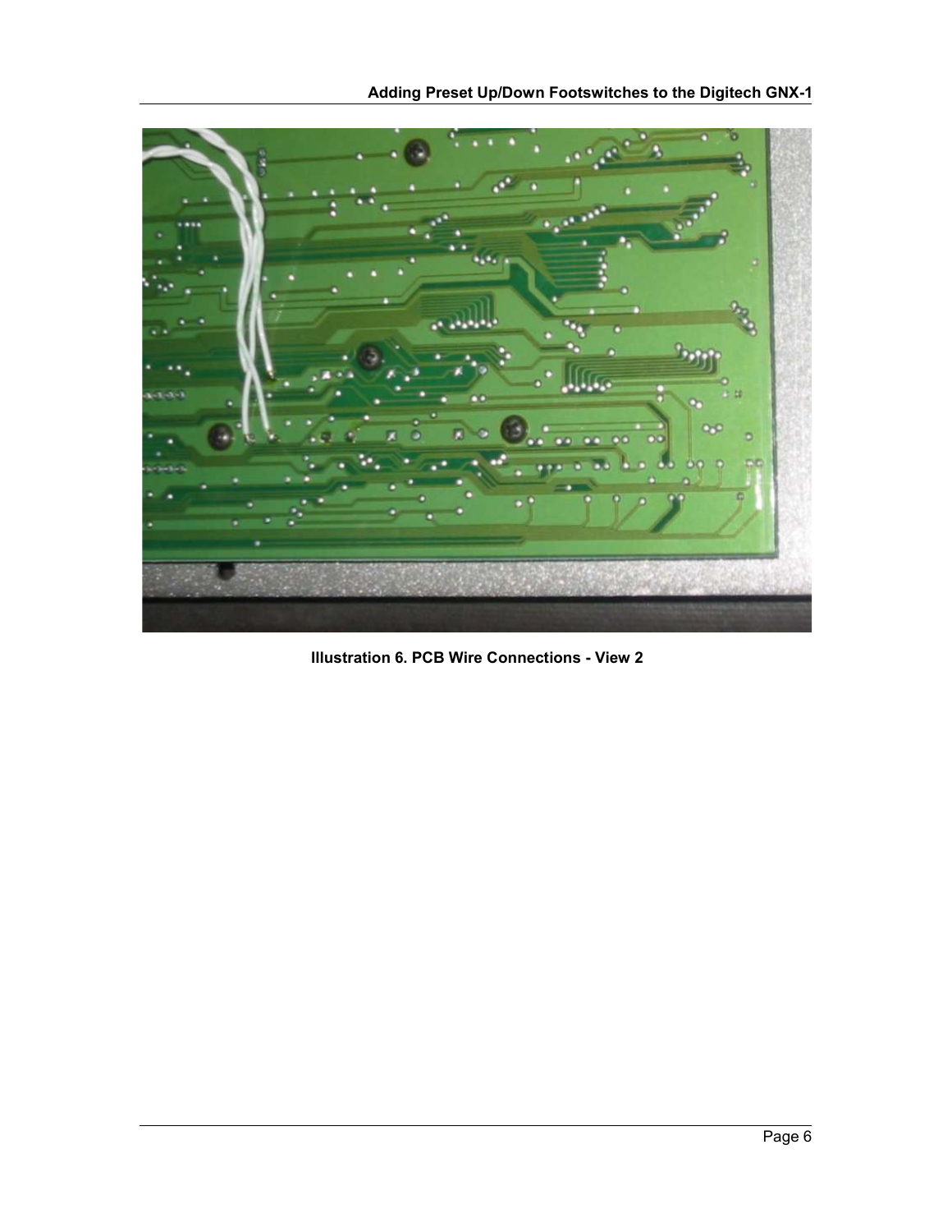Illustration 6. PCB Wire Connections - View 2